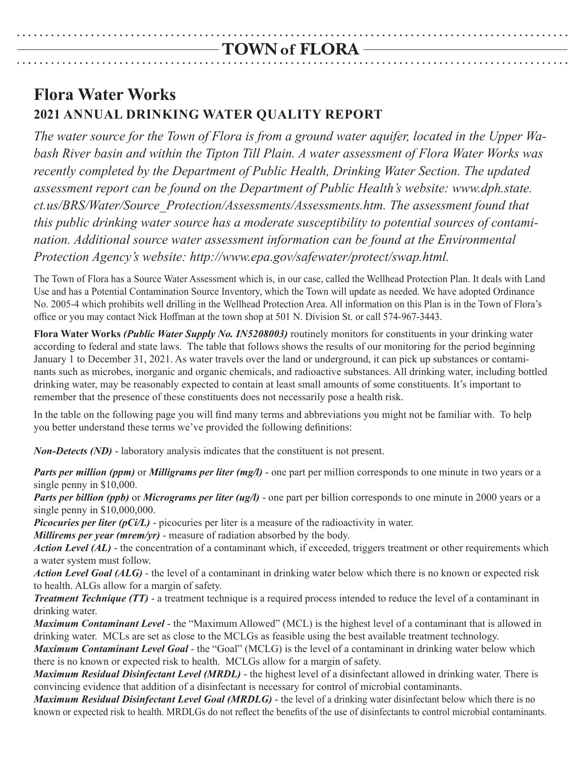# TOWN of FLORA

## Flora Water Works

### 2021 ANNUAL DRINKING WATER QUALITY REPORT

*The water source for the Town of Flora is from a ground water aquifer, located in the Upper Wabash River basin and within the Tipton Till Plain. A water assessment of Flora Water Works was recently completed by the Department of Public Health, Drinking Water Section. The updated assessment report can be found on the Department of Public Health's website: www.dph.state.ct.us/BRS/Water/Source_Protection/Assessments/Assessments.htm. The assessment found that this public drinking water source has a moderate susceptibility to potential sources of contamination. Additional source water assessment information can be found at the Environmental Protection Agency's website: http://www.epa.gov/safewater/protect/swap.html.*

The Town of Flora has a Source Water Assessment which is, in our case, called the Wellhead Protection Plan. It deals with Land Use and has a Potential Contamination Source Inventory, which the Town will update as needed. We have adopted Ordinance No. 2005-4 which prohibits well drilling in the Wellhead Protection Area. All information on this Plan is in the Town of Flora's office or you may contact Nick Hoffman at the town shop at 501 N. Division St. or call 574-967-3443.

**Flora Water Works** ***(Public Water Supply No. IN5208003)*** routinely monitors for constituents in your drinking water according to federal and state laws. The table that follows shows the results of our monitoring for the period beginning January 1 to December 31, 2021. As water travels over the land or underground, it can pick up substances or contaminants such as microbes, inorganic and organic chemicals, and radioactive substances. All drinking water, including bottled drinking water, may be reasonably expected to contain at least small amounts of some constituents. It's important to remember that the presence of these constituents does not necessarily pose a health risk.

In the table on the following page you will find many terms and abbreviations you might not be familiar with. To help you better understand these terms we've provided the following definitions:

***Non-Detects (ND)*** - laboratory analysis indicates that the constituent is not present.

***Parts per million (ppm)*** or ***Milligrams per liter (mg/l)*** - one part per million corresponds to one minute in two years or a single penny in $10,000.

***Parts per billion (ppb)*** or ***Micrograms per liter (ug/l)*** - one part per billion corresponds to one minute in 2000 years or a single penny in $10,000,000.

***Picocuries per liter (pCi/L)*** - picocuries per liter is a measure of the radioactivity in water.

***Millirems per year (mrem/yr)*** - measure of radiation absorbed by the body.

***Action Level (AL)*** - the concentration of a contaminant which, if exceeded, triggers treatment or other requirements which a water system must follow.

***Action Level Goal (ALG)*** - the level of a contaminant in drinking water below which there is no known or expected risk to health. ALGs allow for a margin of safety.

***Treatment Technique (TT)*** - a treatment technique is a required process intended to reduce the level of a contaminant in drinking water.

***Maximum Contaminant Level*** - the "Maximum Allowed" (MCL) is the highest level of a contaminant that is allowed in drinking water. MCLs are set as close to the MCLGs as feasible using the best available treatment technology.

***Maximum Contaminant Level Goal*** - the "Goal" (MCLG) is the level of a contaminant in drinking water below which there is no known or expected risk to health. MCLGs allow for a margin of safety.

***Maximum Residual Disinfectant Level (MRDL)*** - the highest level of a disinfectant allowed in drinking water. There is convincing evidence that addition of a disinfectant is necessary for control of microbial contaminants.

***Maximum Residual Disinfectant Level Goal (MRDLG)*** - the level of a drinking water disinfectant below which there is no known or expected risk to health. MRDLGs do not reflect the benefits of the use of disinfectants to control microbial contaminants.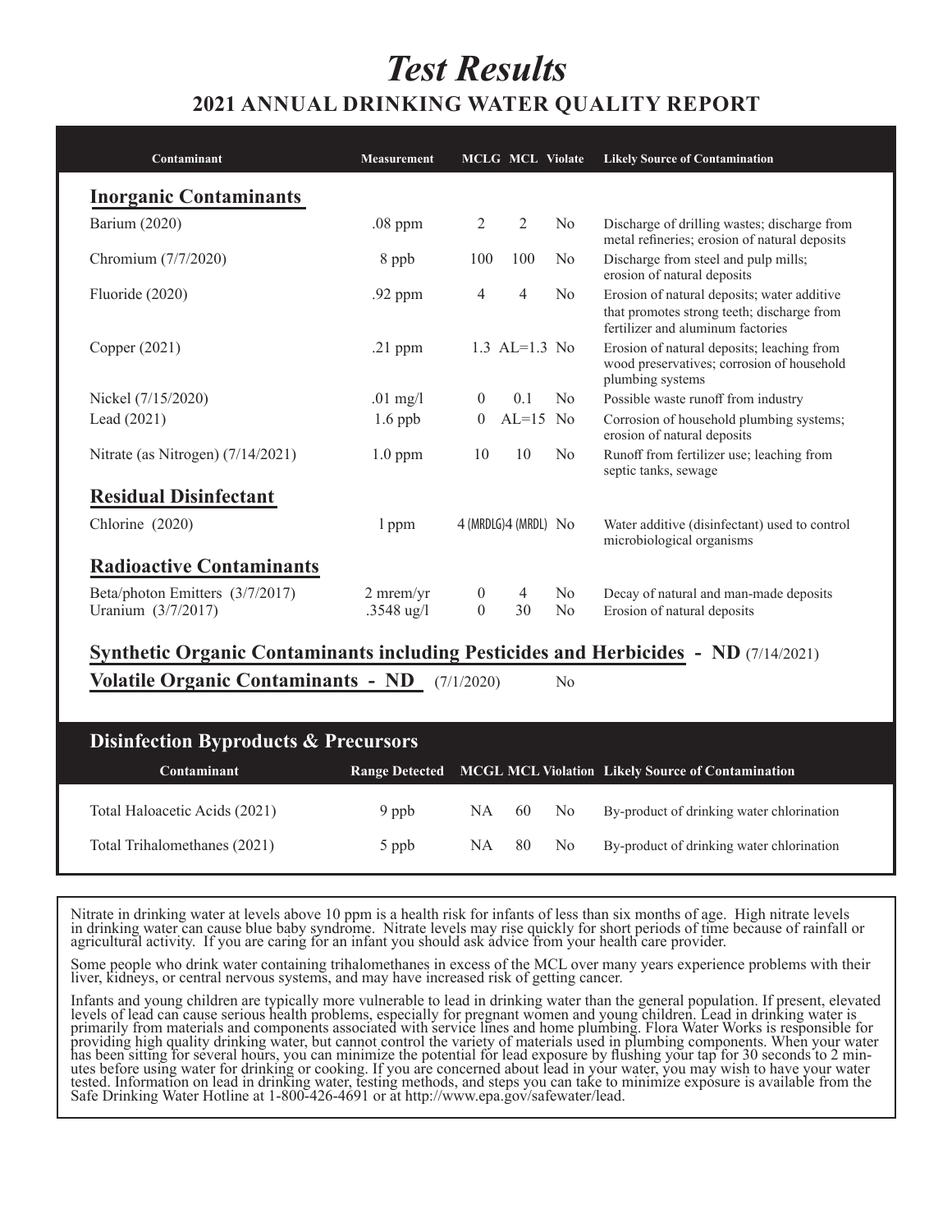# *Test Results*

## 2021 ANNUAL DRINKING WATER QUALITY REPORT

| Contaminant | Measurement | MCLG | MCL | Violate | Likely Source of Contamination |
|---|---|---|---|---|---|
| **Inorganic Contaminants** | | | | | |
| Barium (2020) | .08 ppm | 2 | 2 | No | Discharge of drilling wastes; discharge from metal refineries; erosion of natural deposits |
| Chromium (7/7/2020) | 8 ppb | 100 | 100 | No | Discharge from steel and pulp mills; erosion of natural deposits |
| Fluoride (2020) | .92 ppm | 4 | 4 | No | Erosion of natural deposits; water additive that promotes strong teeth; discharge from fertilizer and aluminum factories |
| Copper (2021) | .21 ppm | 1.3 | AL=1.3 | No | Erosion of natural deposits; leaching from wood preservatives; corrosion of household plumbing systems |
| Nickel (7/15/2020) | .01 mg/l | 0 | 0.1 | No | Possible waste runoff from industry |
| Lead (2021) | 1.6 ppb | 0 | AL=15 | No | Corrosion of household plumbing systems; erosion of natural deposits |
| Nitrate (as Nitrogen) (7/14/2021) | 1.0 ppm | 10 | 10 | No | Runoff from fertilizer use; leaching from septic tanks, sewage |
| **Residual Disinfectant** | | | | | |
| Chlorine (2020) | 1 ppm | 4 (MRDLG) | 4 (MRDL) | No | Water additive (disinfectant) used to control microbiological organisms |
| **Radioactive Contaminants** | | | | | |
| Beta/photon Emitters (3/7/2017) | 2 mrem/yr | 0 | 4 | No | Decay of natural and man-made deposits |
| Uranium (3/7/2017) | .3548 ug/l | 0 | 30 | No | Erosion of natural deposits |

**Synthetic Organic Contaminants including Pesticides and Herbicides - ND** (7/14/2021)

**Volatile Organic Contaminants - ND** (7/1/2020) No

### Disinfection Byproducts & Precursors

| Contaminant | Range Detected | MCGL | MCL | Violation | Likely Source of Contamination |
|---|---|---|---|---|---|
| Total Haloacetic Acids (2021) | 9 ppb | NA | 60 | No | By-product of drinking water chlorination |
| Total Trihalomethanes (2021) | 5 ppb | NA | 80 | No | By-product of drinking water chlorination |

Nitrate in drinking water at levels above 10 ppm is a health risk for infants of less than six months of age. High nitrate levels in drinking water can cause blue baby syndrome. Nitrate levels may rise quickly for short periods of time because of rainfall or agricultural activity. If you are caring for an infant you should ask advice from your health care provider.

Some people who drink water containing trihalomethanes in excess of the MCL over many years experience problems with their liver, kidneys, or central nervous systems, and may have increased risk of getting cancer.

Infants and young children are typically more vulnerable to lead in drinking water than the general population. If present, elevated levels of lead can cause serious health problems, especially for pregnant women and young children. Lead in drinking water is primarily from materials and components associated with service lines and home plumbing. Flora Water Works is responsible for providing high quality drinking water, but cannot control the variety of materials used in plumbing components. When your water has been sitting for several hours, you can minimize the potential for lead exposure by flushing your tap for 30 seconds to 2 minutes before using water for drinking or cooking. If you are concerned about lead in your water, you may wish to have your water tested. Information on lead in drinking water, testing methods, and steps you can take to minimize exposure is available from the Safe Drinking Water Hotline at 1-800-426-4691 or at http://www.epa.gov/safewater/lead.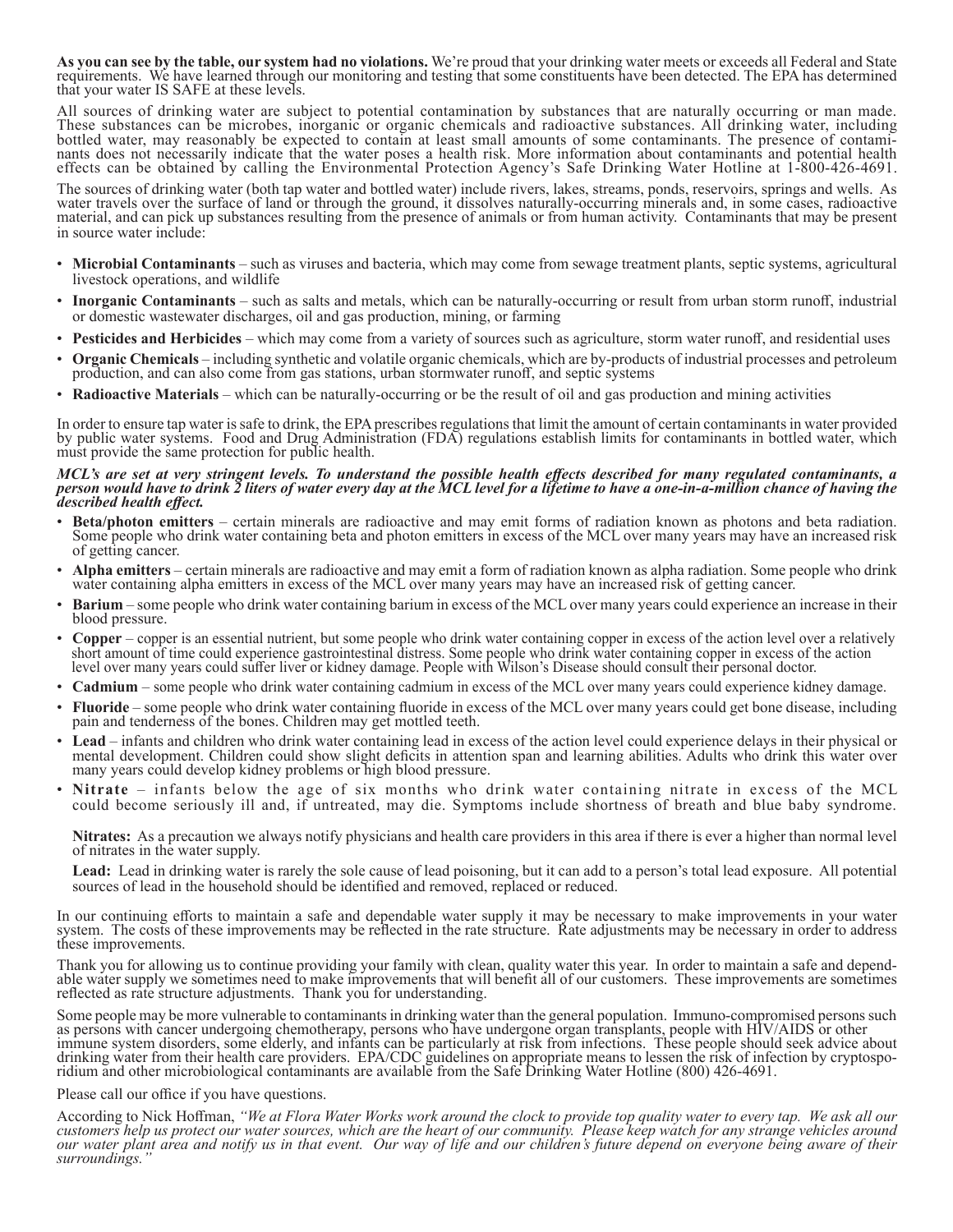**As you can see by the table, our system had no violations.** We're proud that your drinking water meets or exceeds all Federal and State requirements. We have learned through our monitoring and testing that some constituents have been detected. The EPA has determined that your water IS SAFE at these levels.

All sources of drinking water are subject to potential contamination by substances that are naturally occurring or man made. These substances can be microbes, inorganic or organic chemicals and radioactive substances. All drinking water, including bottled water, may reasonably be expected to contain at least small amounts of some contaminants. The presence of contaminants does not necessarily indicate that the water poses a health risk. More information about contaminants and potential health effects can be obtained by calling the Environmental Protection Agency's Safe Drinking Water Hotline at 1-800-426-4691.

The sources of drinking water (both tap water and bottled water) include rivers, lakes, streams, ponds, reservoirs, springs and wells. As water travels over the surface of land or through the ground, it dissolves naturally-occurring minerals and, in some cases, radioactive material, and can pick up substances resulting from the presence of animals or from human activity. Contaminants that may be present in source water include:

- **Microbial Contaminants** – such as viruses and bacteria, which may come from sewage treatment plants, septic systems, agricultural livestock operations, and wildlife
- **Inorganic Contaminants** – such as salts and metals, which can be naturally-occurring or result from urban storm runoff, industrial or domestic wastewater discharges, oil and gas production, mining, or farming
- **Pesticides and Herbicides** – which may come from a variety of sources such as agriculture, storm water runoff, and residential uses
- **Organic Chemicals** – including synthetic and volatile organic chemicals, which are by-products of industrial processes and petroleum production, and can also come from gas stations, urban stormwater runoff, and septic systems
- **Radioactive Materials** – which can be naturally-occurring or be the result of oil and gas production and mining activities

In order to ensure tap water is safe to drink, the EPA prescribes regulations that limit the amount of certain contaminants in water provided by public water systems. Food and Drug Administration (FDA) regulations establish limits for contaminants in bottled water, which must provide the same protection for public health.

***MCL's are set at very stringent levels. To understand the possible health effects described for many regulated contaminants, a person would have to drink 2 liters of water every day at the MCL level for a lifetime to have a one-in-a-million chance of having the described health effect.***

- **Beta/photon emitters** – certain minerals are radioactive and may emit forms of radiation known as photons and beta radiation. Some people who drink water containing beta and photon emitters in excess of the MCL over many years may have an increased risk of getting cancer.
- **Alpha emitters** – certain minerals are radioactive and may emit a form of radiation known as alpha radiation. Some people who drink water containing alpha emitters in excess of the MCL over many years may have an increased risk of getting cancer.
- **Barium** – some people who drink water containing barium in excess of the MCL over many years could experience an increase in their blood pressure.
- **Copper** – copper is an essential nutrient, but some people who drink water containing copper in excess of the action level over a relatively short amount of time could experience gastrointestinal distress. Some people who drink water containing copper in excess of the action level over many years could suffer liver or kidney damage. People with Wilson's Disease should consult their personal doctor.
- **Cadmium** – some people who drink water containing cadmium in excess of the MCL over many years could experience kidney damage.
- **Fluoride** – some people who drink water containing fluoride in excess of the MCL over many years could get bone disease, including pain and tenderness of the bones. Children may get mottled teeth.
- **Lead** – infants and children who drink water containing lead in excess of the action level could experience delays in their physical or mental development. Children could show slight deficits in attention span and learning abilities. Adults who drink this water over many years could develop kidney problems or high blood pressure.
- **Nitrate** – infants below the age of six months who drink water containing nitrate in excess of the MCL could become seriously ill and, if untreated, may die. Symptoms include shortness of breath and blue baby syndrome.

  **Nitrates:** As a precaution we always notify physicians and health care providers in this area if there is ever a higher than normal level of nitrates in the water supply.

  **Lead:** Lead in drinking water is rarely the sole cause of lead poisoning, but it can add to a person's total lead exposure. All potential sources of lead in the household should be identified and removed, replaced or reduced.

In our continuing efforts to maintain a safe and dependable water supply it may be necessary to make improvements in your water system. The costs of these improvements may be reflected in the rate structure. Rate adjustments may be necessary in order to address these improvements.

Thank you for allowing us to continue providing your family with clean, quality water this year. In order to maintain a safe and dependable water supply we sometimes need to make improvements that will benefit all of our customers. These improvements are sometimes reflected as rate structure adjustments. Thank you for understanding.

Some people may be more vulnerable to contaminants in drinking water than the general population. Immuno-compromised persons such as persons with cancer undergoing chemotherapy, persons who have undergone organ transplants, people with HIV/AIDS or other immune system disorders, some elderly, and infants can be particularly at risk from infections. These people should seek advice about drinking water from their health care providers. EPA/CDC guidelines on appropriate means to lessen the risk of infection by cryptosporidium and other microbiological contaminants are available from the Safe Drinking Water Hotline (800) 426-4691.

Please call our office if you have questions.

According to Nick Hoffman, *"We at Flora Water Works work around the clock to provide top quality water to every tap. We ask all our customers help us protect our water sources, which are the heart of our community. Please keep watch for any strange vehicles around our water plant area and notify us in that event. Our way of life and our children's future depend on everyone being aware of their surroundings."*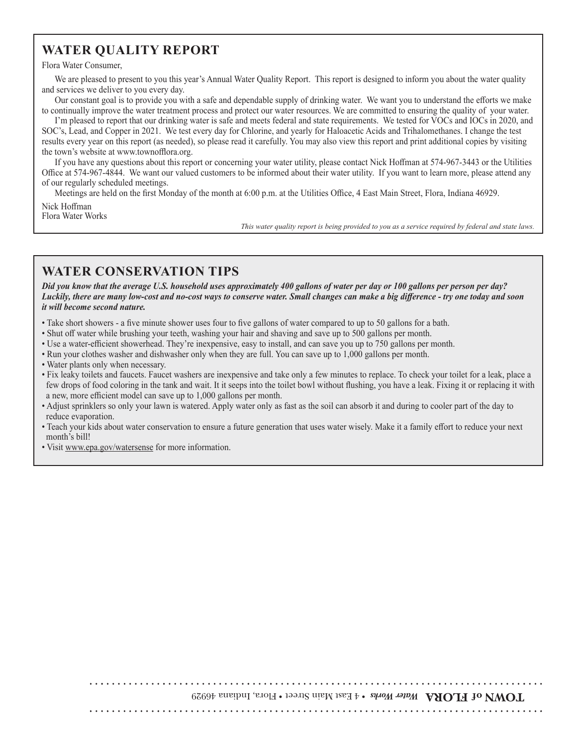## WATER QUALITY REPORT

Flora Water Consumer,

We are pleased to present to you this year's Annual Water Quality Report. This report is designed to inform you about the water quality and services we deliver to you every day.

Our constant goal is to provide you with a safe and dependable supply of drinking water. We want you to understand the efforts we make to continually improve the water treatment process and protect our water resources. We are committed to ensuring the quality of your water.

I'm pleased to report that our drinking water is safe and meets federal and state requirements. We tested for VOCs and IOCs in 2020, and SOC's, Lead, and Copper in 2021. We test every day for Chlorine, and yearly for Haloacetic Acids and Trihalomethanes. I change the test results every year on this report (as needed), so please read it carefully. You may also view this report and print additional copies by visiting the town's website at www.townofflora.org.

If you have any questions about this report or concerning your water utility, please contact Nick Hoffman at 574-967-3443 or the Utilities Office at 574-967-4844. We want our valued customers to be informed about their water utility. If you want to learn more, please attend any of our regularly scheduled meetings.

Meetings are held on the first Monday of the month at 6:00 p.m. at the Utilities Office, 4 East Main Street, Flora, Indiana 46929.

Nick Hoffman
Flora Water Works

*This water quality report is being provided to you as a service required by federal and state laws.*

## WATER CONSERVATION TIPS

***Did you know that the average U.S. household uses approximately 400 gallons of water per day or 100 gallons per person per day? Luckily, there are many low-cost and no-cost ways to conserve water. Small changes can make a big difference - try one today and soon it will become second nature.***

- Take short showers - a five minute shower uses four to five gallons of water compared to up to 50 gallons for a bath.
- Shut off water while brushing your teeth, washing your hair and shaving and save up to 500 gallons per month.
- Use a water-efficient showerhead. They're inexpensive, easy to install, and can save you up to 750 gallons per month.
- Run your clothes washer and dishwasher only when they are full. You can save up to 1,000 gallons per month.
- Water plants only when necessary.
- Fix leaky toilets and faucets. Faucet washers are inexpensive and take only a few minutes to replace. To check your toilet for a leak, place a few drops of food coloring in the tank and wait. It it seeps into the toilet bowl without flushing, you have a leak. Fixing it or replacing it with a new, more efficient model can save up to 1,000 gallons per month.
- Adjust sprinklers so only your lawn is watered. Apply water only as fast as the soil can absorb it and during to cooler part of the day to reduce evaporation.
- Teach your kids about water conservation to ensure a future generation that uses water wisely. Make it a family effort to reduce your next month's bill!
- Visit www.epa.gov/watersense for more information.

**TOWN of FLORA** *Water Works* • 4 East Main Street • Flora, Indiana 46929